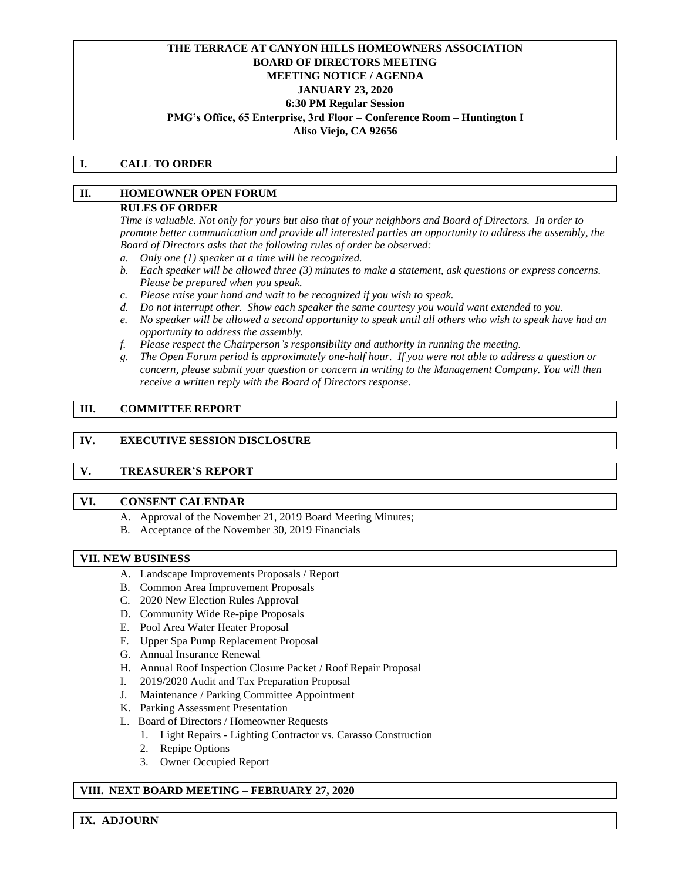**THE TERRACE AT CANYON HILLS HOMEOWNERS ASSOCIATION**
**BOARD OF DIRECTORS MEETING**
**MEETING NOTICE / AGENDA**
**JANUARY 23, 2020**
**6:30 PM Regular Session**
**PMG's Office, 65 Enterprise, 3rd Floor – Conference Room – Huntington I**
**Aliso Viejo, CA 92656**

## I. CALL TO ORDER

## II. HOMEOWNER OPEN FORUM

**RULES OF ORDER**

*Time is valuable. Not only for yours but also that of your neighbors and Board of Directors. In order to promote better communication and provide all interested parties an opportunity to address the assembly, the Board of Directors asks that the following rules of order be observed:*

*a. Only one (1) speaker at a time will be recognized.*
*b. Each speaker will be allowed three (3) minutes to make a statement, ask questions or express concerns. Please be prepared when you speak.*
*c. Please raise your hand and wait to be recognized if you wish to speak.*
*d. Do not interrupt other. Show each speaker the same courtesy you would want extended to you.*
*e. No speaker will be allowed a second opportunity to speak until all others who wish to speak have had an opportunity to address the assembly.*
*f. Please respect the Chairperson's responsibility and authority in running the meeting.*
*g. The Open Forum period is approximately one-half hour. If you were not able to address a question or concern, please submit your question or concern in writing to the Management Company. You will then receive a written reply with the Board of Directors response.*

## III. COMMITTEE REPORT

## IV. EXECUTIVE SESSION DISCLOSURE

## V. TREASURER'S REPORT

## VI. CONSENT CALENDAR

A. Approval of the November 21, 2019 Board Meeting Minutes;
B. Acceptance of the November 30, 2019 Financials

## VII. NEW BUSINESS

A. Landscape Improvements Proposals / Report
B. Common Area Improvement Proposals
C. 2020 New Election Rules Approval
D. Community Wide Re-pipe Proposals
E. Pool Area Water Heater Proposal
F. Upper Spa Pump Replacement Proposal
G. Annual Insurance Renewal
H. Annual Roof Inspection Closure Packet / Roof Repair Proposal
I. 2019/2020 Audit and Tax Preparation Proposal
J. Maintenance / Parking Committee Appointment
K. Parking Assessment Presentation
L. Board of Directors / Homeowner Requests
   1. Light Repairs - Lighting Contractor vs. Carasso Construction
   2. Repipe Options
   3. Owner Occupied Report

## VIII. NEXT BOARD MEETING – FEBRUARY 27, 2020

## IX. ADJOURN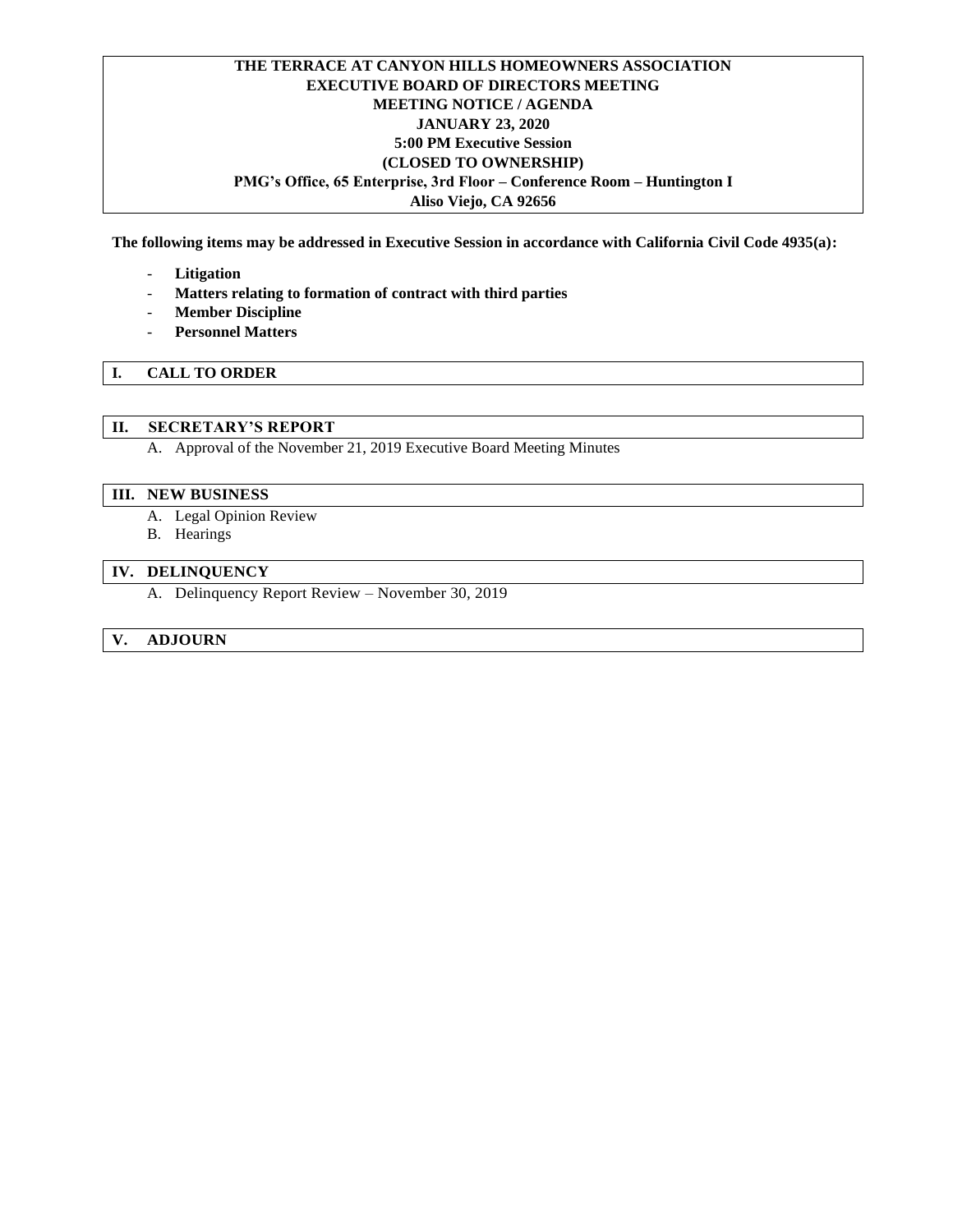**THE TERRACE AT CANYON HILLS HOMEOWNERS ASSOCIATION**
**EXECUTIVE BOARD OF DIRECTORS MEETING**
**MEETING NOTICE / AGENDA**
**JANUARY 23, 2020**
**5:00 PM Executive Session**
**(CLOSED TO OWNERSHIP)**
**PMG's Office, 65 Enterprise, 3rd Floor – Conference Room – Huntington I**
**Aliso Viejo, CA 92656**

**The following items may be addressed in Executive Session in accordance with California Civil Code 4935(a):**

- **Litigation**
- **Matters relating to formation of contract with third parties**
- **Member Discipline**
- **Personnel Matters**

## I. CALL TO ORDER

## II. SECRETARY'S REPORT

A. Approval of the November 21, 2019 Executive Board Meeting Minutes

## III. NEW BUSINESS

A. Legal Opinion Review
B. Hearings

## IV. DELINQUENCY

A. Delinquency Report Review – November 30, 2019

## V. ADJOURN